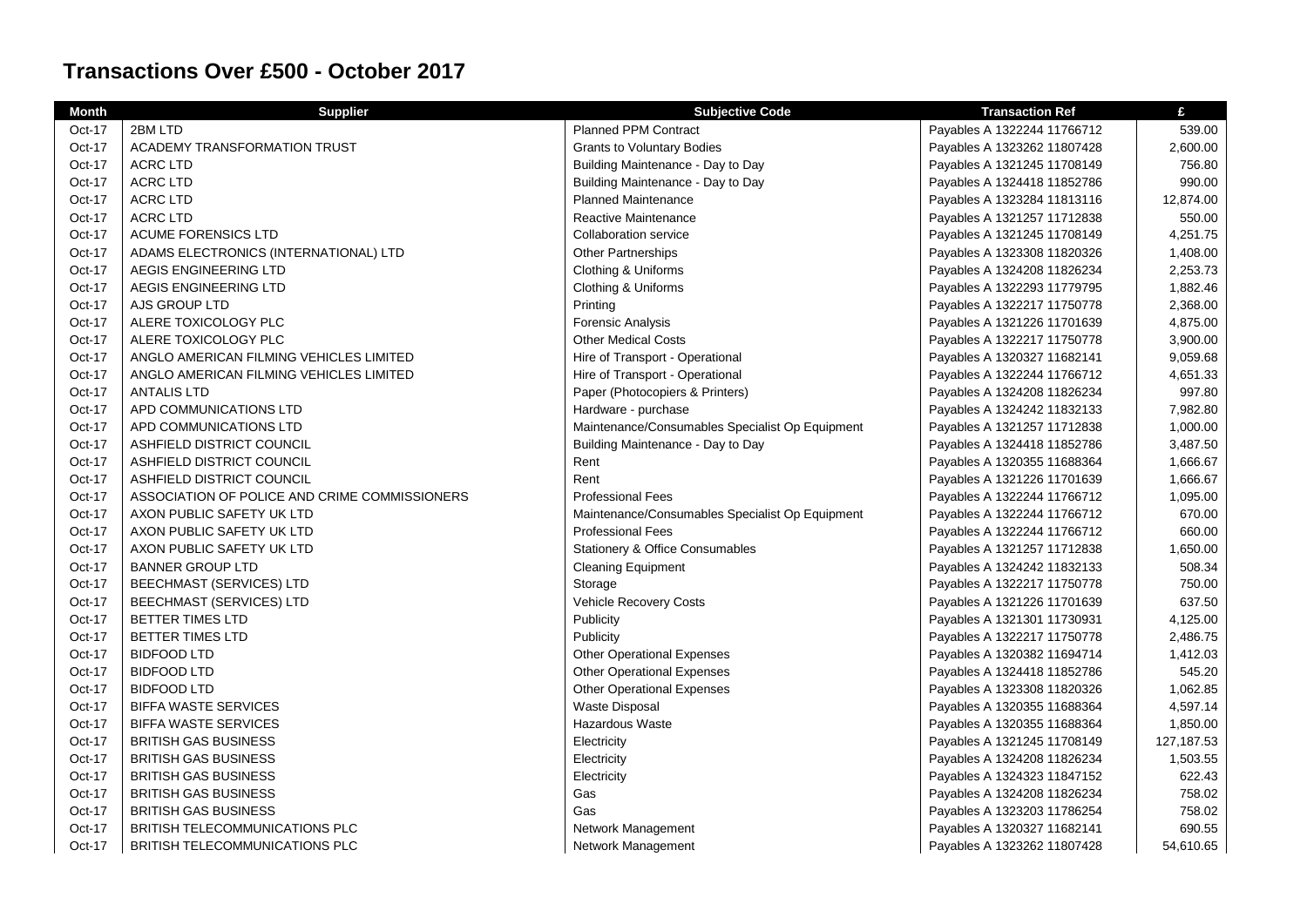# Transactions Over £500 - October 2017

| Month | Supplier | Subjective Code | Transaction Ref | £ |
|---|---|---|---|---|
| Oct-17 | 2BM LTD | Planned PPM Contract | Payables A 1322244 11766712 | 539.00 |
| Oct-17 | ACADEMY TRANSFORMATION TRUST | Grants to Voluntary Bodies | Payables A 1323262 11807428 | 2,600.00 |
| Oct-17 | ACRC LTD | Building Maintenance - Day to Day | Payables A 1321245 11708149 | 756.80 |
| Oct-17 | ACRC LTD | Building Maintenance - Day to Day | Payables A 1324418 11852786 | 990.00 |
| Oct-17 | ACRC LTD | Planned Maintenance | Payables A 1323284 11813116 | 12,874.00 |
| Oct-17 | ACRC LTD | Reactive Maintenance | Payables A 1321257 11712838 | 550.00 |
| Oct-17 | ACUME FORENSICS LTD | Collaboration service | Payables A 1321245 11708149 | 4,251.75 |
| Oct-17 | ADAMS ELECTRONICS (INTERNATIONAL) LTD | Other Partnerships | Payables A 1323308 11820326 | 1,408.00 |
| Oct-17 | AEGIS ENGINEERING LTD | Clothing & Uniforms | Payables A 1324208 11826234 | 2,253.73 |
| Oct-17 | AEGIS ENGINEERING LTD | Clothing & Uniforms | Payables A 1322293 11779795 | 1,882.46 |
| Oct-17 | AJS GROUP LTD | Printing | Payables A 1322217 11750778 | 2,368.00 |
| Oct-17 | ALERE TOXICOLOGY PLC | Forensic Analysis | Payables A 1321226 11701639 | 4,875.00 |
| Oct-17 | ALERE TOXICOLOGY PLC | Other Medical Costs | Payables A 1322217 11750778 | 3,900.00 |
| Oct-17 | ANGLO AMERICAN FILMING VEHICLES LIMITED | Hire of Transport - Operational | Payables A 1320327 11682141 | 9,059.68 |
| Oct-17 | ANGLO AMERICAN FILMING VEHICLES LIMITED | Hire of Transport - Operational | Payables A 1322244 11766712 | 4,651.33 |
| Oct-17 | ANTALIS LTD | Paper (Photocopiers & Printers) | Payables A 1324208 11826234 | 997.80 |
| Oct-17 | APD COMMUNICATIONS LTD | Hardware - purchase | Payables A 1324242 11832133 | 7,982.80 |
| Oct-17 | APD COMMUNICATIONS LTD | Maintenance/Consumables Specialist Op Equipment | Payables A 1321257 11712838 | 1,000.00 |
| Oct-17 | ASHFIELD DISTRICT COUNCIL | Building Maintenance - Day to Day | Payables A 1324418 11852786 | 3,487.50 |
| Oct-17 | ASHFIELD DISTRICT COUNCIL | Rent | Payables A 1320355 11688364 | 1,666.67 |
| Oct-17 | ASHFIELD DISTRICT COUNCIL | Rent | Payables A 1321226 11701639 | 1,666.67 |
| Oct-17 | ASSOCIATION OF POLICE AND CRIME COMMISSIONERS | Professional Fees | Payables A 1322244 11766712 | 1,095.00 |
| Oct-17 | AXON PUBLIC SAFETY UK LTD | Maintenance/Consumables Specialist Op Equipment | Payables A 1322244 11766712 | 670.00 |
| Oct-17 | AXON PUBLIC SAFETY UK LTD | Professional Fees | Payables A 1322244 11766712 | 660.00 |
| Oct-17 | AXON PUBLIC SAFETY UK LTD | Stationery & Office Consumables | Payables A 1321257 11712838 | 1,650.00 |
| Oct-17 | BANNER GROUP LTD | Cleaning Equipment | Payables A 1324242 11832133 | 508.34 |
| Oct-17 | BEECHMAST (SERVICES) LTD | Storage | Payables A 1322217 11750778 | 750.00 |
| Oct-17 | BEECHMAST (SERVICES) LTD | Vehicle Recovery Costs | Payables A 1321226 11701639 | 637.50 |
| Oct-17 | BETTER TIMES LTD | Publicity | Payables A 1321301 11730931 | 4,125.00 |
| Oct-17 | BETTER TIMES LTD | Publicity | Payables A 1322217 11750778 | 2,486.75 |
| Oct-17 | BIDFOOD LTD | Other Operational Expenses | Payables A 1320382 11694714 | 1,412.03 |
| Oct-17 | BIDFOOD LTD | Other Operational Expenses | Payables A 1324418 11852786 | 545.20 |
| Oct-17 | BIDFOOD LTD | Other Operational Expenses | Payables A 1323308 11820326 | 1,062.85 |
| Oct-17 | BIFFA WASTE SERVICES | Waste Disposal | Payables A 1320355 11688364 | 4,597.14 |
| Oct-17 | BIFFA WASTE SERVICES | Hazardous Waste | Payables A 1320355 11688364 | 1,850.00 |
| Oct-17 | BRITISH GAS BUSINESS | Electricity | Payables A 1321245 11708149 | 127,187.53 |
| Oct-17 | BRITISH GAS BUSINESS | Electricity | Payables A 1324208 11826234 | 1,503.55 |
| Oct-17 | BRITISH GAS BUSINESS | Electricity | Payables A 1324323 11847152 | 622.43 |
| Oct-17 | BRITISH GAS BUSINESS | Gas | Payables A 1324208 11826234 | 758.02 |
| Oct-17 | BRITISH GAS BUSINESS | Gas | Payables A 1323203 11786254 | 758.02 |
| Oct-17 | BRITISH TELECOMMUNICATIONS PLC | Network Management | Payables A 1320327 11682141 | 690.55 |
| Oct-17 | BRITISH TELECOMMUNICATIONS PLC | Network Management | Payables A 1323262 11807428 | 54,610.65 |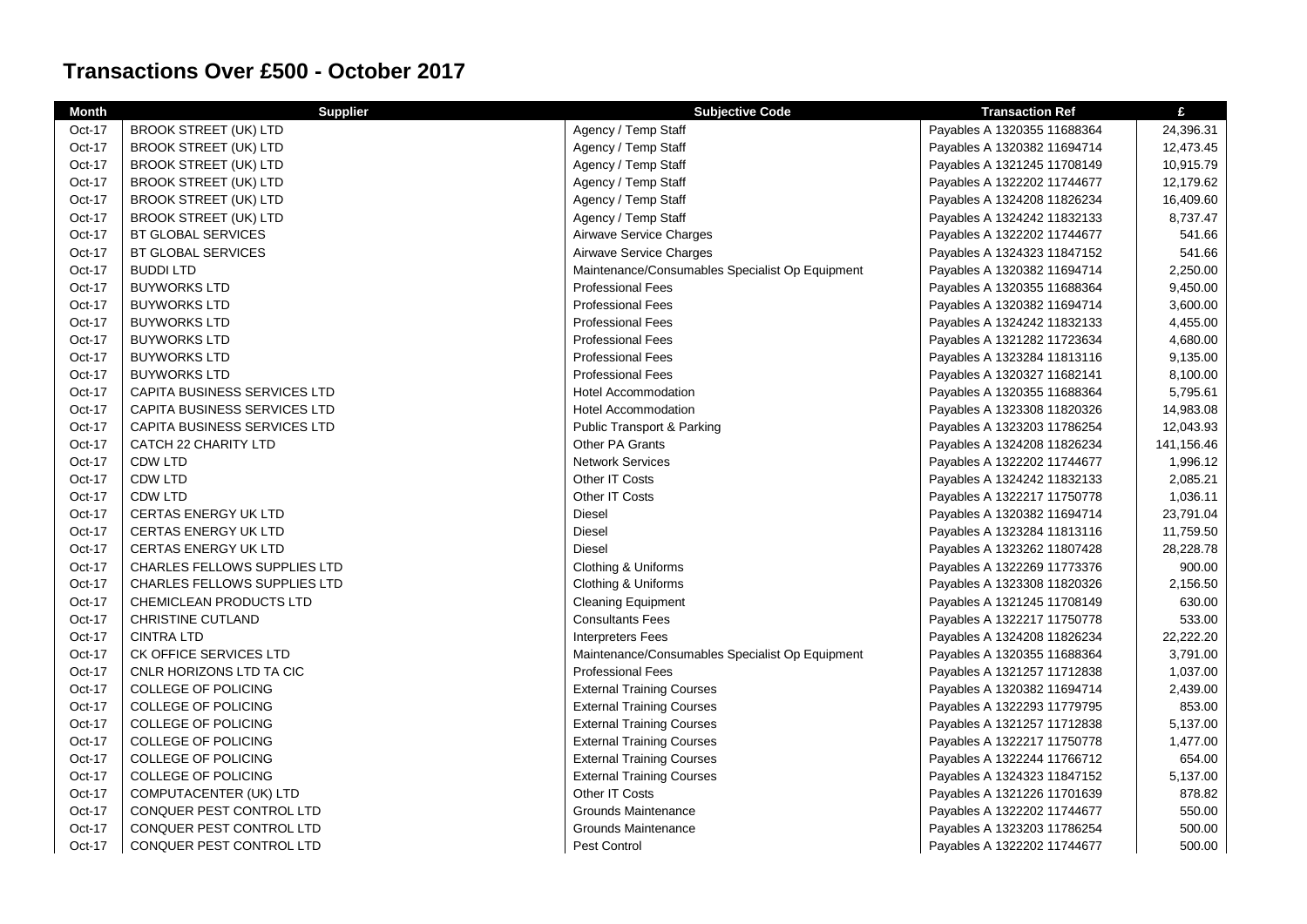# Transactions Over £500 - October 2017

| Month | Supplier | Subjective Code | Transaction Ref | £ |
|---|---|---|---|---|
| Oct-17 | BROOK STREET (UK) LTD | Agency / Temp Staff | Payables A 1320355 11688364 | 24,396.31 |
| Oct-17 | BROOK STREET (UK) LTD | Agency / Temp Staff | Payables A 1320382 11694714 | 12,473.45 |
| Oct-17 | BROOK STREET (UK) LTD | Agency / Temp Staff | Payables A 1321245 11708149 | 10,915.79 |
| Oct-17 | BROOK STREET (UK) LTD | Agency / Temp Staff | Payables A 1322202 11744677 | 12,179.62 |
| Oct-17 | BROOK STREET (UK) LTD | Agency / Temp Staff | Payables A 1324208 11826234 | 16,409.60 |
| Oct-17 | BROOK STREET (UK) LTD | Agency / Temp Staff | Payables A 1324242 11832133 | 8,737.47 |
| Oct-17 | BT GLOBAL SERVICES | Airwave Service Charges | Payables A 1322202 11744677 | 541.66 |
| Oct-17 | BT GLOBAL SERVICES | Airwave Service Charges | Payables A 1324323 11847152 | 541.66 |
| Oct-17 | BUDDI LTD | Maintenance/Consumables Specialist Op Equipment | Payables A 1320382 11694714 | 2,250.00 |
| Oct-17 | BUYWORKS LTD | Professional Fees | Payables A 1320355 11688364 | 9,450.00 |
| Oct-17 | BUYWORKS LTD | Professional Fees | Payables A 1320382 11694714 | 3,600.00 |
| Oct-17 | BUYWORKS LTD | Professional Fees | Payables A 1324242 11832133 | 4,455.00 |
| Oct-17 | BUYWORKS LTD | Professional Fees | Payables A 1321282 11723634 | 4,680.00 |
| Oct-17 | BUYWORKS LTD | Professional Fees | Payables A 1323284 11813116 | 9,135.00 |
| Oct-17 | BUYWORKS LTD | Professional Fees | Payables A 1320327 11682141 | 8,100.00 |
| Oct-17 | CAPITA BUSINESS SERVICES LTD | Hotel Accommodation | Payables A 1320355 11688364 | 5,795.61 |
| Oct-17 | CAPITA BUSINESS SERVICES LTD | Hotel Accommodation | Payables A 1323308 11820326 | 14,983.08 |
| Oct-17 | CAPITA BUSINESS SERVICES LTD | Public Transport & Parking | Payables A 1323203 11786254 | 12,043.93 |
| Oct-17 | CATCH 22 CHARITY LTD | Other PA Grants | Payables A 1324208 11826234 | 141,156.46 |
| Oct-17 | CDW LTD | Network Services | Payables A 1322202 11744677 | 1,996.12 |
| Oct-17 | CDW LTD | Other IT Costs | Payables A 1324242 11832133 | 2,085.21 |
| Oct-17 | CDW LTD | Other IT Costs | Payables A 1322217 11750778 | 1,036.11 |
| Oct-17 | CERTAS ENERGY UK LTD | Diesel | Payables A 1320382 11694714 | 23,791.04 |
| Oct-17 | CERTAS ENERGY UK LTD | Diesel | Payables A 1323284 11813116 | 11,759.50 |
| Oct-17 | CERTAS ENERGY UK LTD | Diesel | Payables A 1323262 11807428 | 28,228.78 |
| Oct-17 | CHARLES FELLOWS SUPPLIES LTD | Clothing & Uniforms | Payables A 1322269 11773376 | 900.00 |
| Oct-17 | CHARLES FELLOWS SUPPLIES LTD | Clothing & Uniforms | Payables A 1323308 11820326 | 2,156.50 |
| Oct-17 | CHEMICLEAN PRODUCTS LTD | Cleaning Equipment | Payables A 1321245 11708149 | 630.00 |
| Oct-17 | CHRISTINE CUTLAND | Consultants Fees | Payables A 1322217 11750778 | 533.00 |
| Oct-17 | CINTRA LTD | Interpreters Fees | Payables A 1324208 11826234 | 22,222.20 |
| Oct-17 | CK OFFICE SERVICES LTD | Maintenance/Consumables Specialist Op Equipment | Payables A 1320355 11688364 | 3,791.00 |
| Oct-17 | CNLR HORIZONS LTD TA CIC | Professional Fees | Payables A 1321257 11712838 | 1,037.00 |
| Oct-17 | COLLEGE OF POLICING | External Training Courses | Payables A 1320382 11694714 | 2,439.00 |
| Oct-17 | COLLEGE OF POLICING | External Training Courses | Payables A 1322293 11779795 | 853.00 |
| Oct-17 | COLLEGE OF POLICING | External Training Courses | Payables A 1321257 11712838 | 5,137.00 |
| Oct-17 | COLLEGE OF POLICING | External Training Courses | Payables A 1322217 11750778 | 1,477.00 |
| Oct-17 | COLLEGE OF POLICING | External Training Courses | Payables A 1322244 11766712 | 654.00 |
| Oct-17 | COLLEGE OF POLICING | External Training Courses | Payables A 1324323 11847152 | 5,137.00 |
| Oct-17 | COMPUTACENTER (UK) LTD | Other IT Costs | Payables A 1321226 11701639 | 878.82 |
| Oct-17 | CONQUER PEST CONTROL LTD | Grounds Maintenance | Payables A 1322202 11744677 | 550.00 |
| Oct-17 | CONQUER PEST CONTROL LTD | Grounds Maintenance | Payables A 1323203 11786254 | 500.00 |
| Oct-17 | CONQUER PEST CONTROL LTD | Pest Control | Payables A 1322202 11744677 | 500.00 |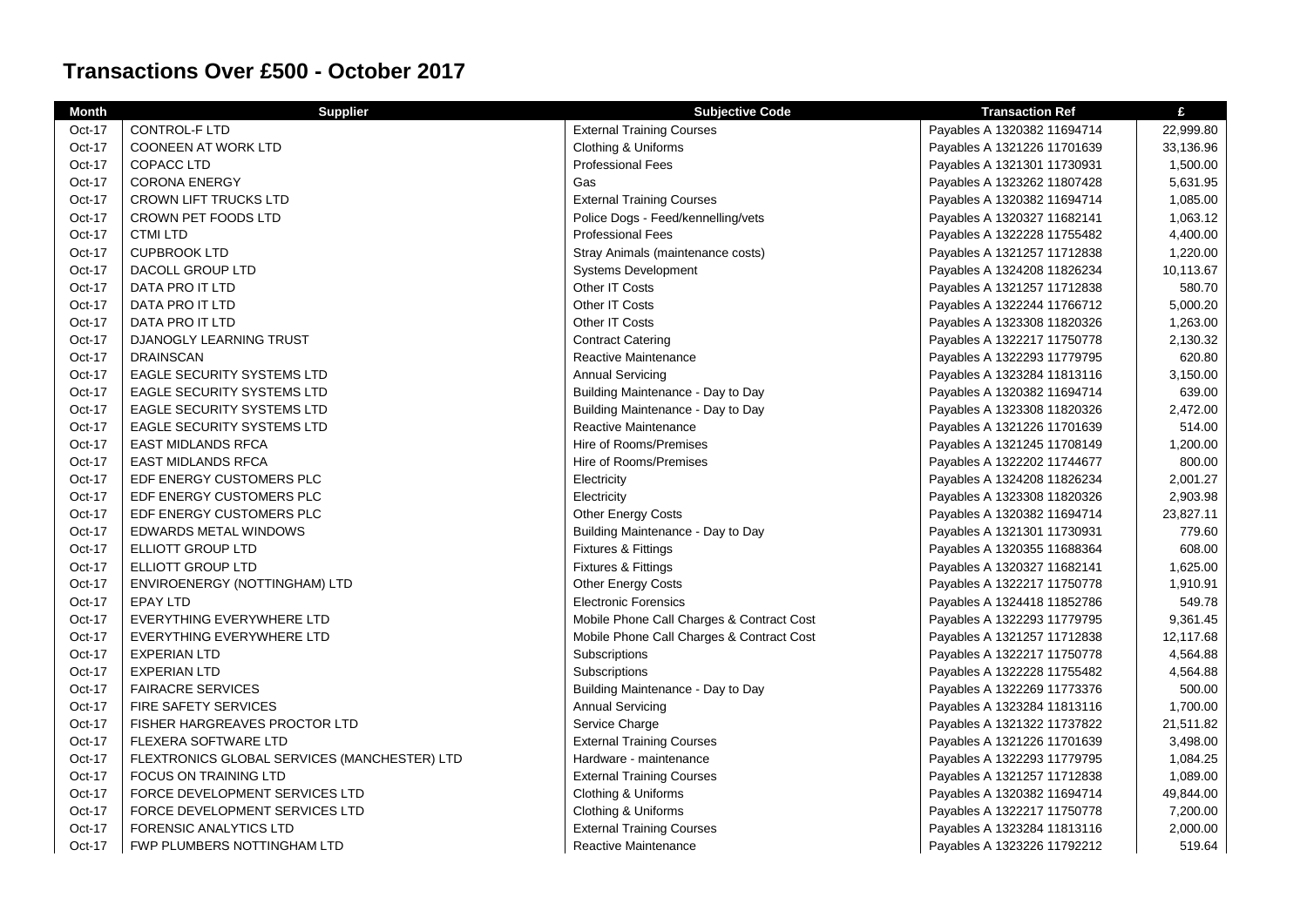## Transactions Over £500 - October 2017

| Month | Supplier | Subjective Code | Transaction Ref | £ |
|---|---|---|---|---|
| Oct-17 | CONTROL-F LTD | External Training Courses | Payables A 1320382 11694714 | 22,999.80 |
| Oct-17 | COONEEN AT WORK LTD | Clothing & Uniforms | Payables A 1321226 11701639 | 33,136.96 |
| Oct-17 | COPACC LTD | Professional Fees | Payables A 1321301 11730931 | 1,500.00 |
| Oct-17 | CORONA ENERGY | Gas | Payables A 1323262 11807428 | 5,631.95 |
| Oct-17 | CROWN LIFT TRUCKS LTD | External Training Courses | Payables A 1320382 11694714 | 1,085.00 |
| Oct-17 | CROWN PET FOODS LTD | Police Dogs - Feed/kennelling/vets | Payables A 1320327 11682141 | 1,063.12 |
| Oct-17 | CTMI LTD | Professional Fees | Payables A 1322228 11755482 | 4,400.00 |
| Oct-17 | CUPBROOK LTD | Stray Animals (maintenance costs) | Payables A 1321257 11712838 | 1,220.00 |
| Oct-17 | DACOLL GROUP LTD | Systems Development | Payables A 1324208 11826234 | 10,113.67 |
| Oct-17 | DATA PRO IT LTD | Other IT Costs | Payables A 1321257 11712838 | 580.70 |
| Oct-17 | DATA PRO IT LTD | Other IT Costs | Payables A 1322244 11766712 | 5,000.20 |
| Oct-17 | DATA PRO IT LTD | Other IT Costs | Payables A 1323308 11820326 | 1,263.00 |
| Oct-17 | DJANOGLY LEARNING TRUST | Contract Catering | Payables A 1322217 11750778 | 2,130.32 |
| Oct-17 | DRAINSCAN | Reactive Maintenance | Payables A 1322293 11779795 | 620.80 |
| Oct-17 | EAGLE SECURITY SYSTEMS LTD | Annual Servicing | Payables A 1323284 11813116 | 3,150.00 |
| Oct-17 | EAGLE SECURITY SYSTEMS LTD | Building Maintenance - Day to Day | Payables A 1320382 11694714 | 639.00 |
| Oct-17 | EAGLE SECURITY SYSTEMS LTD | Building Maintenance - Day to Day | Payables A 1323308 11820326 | 2,472.00 |
| Oct-17 | EAGLE SECURITY SYSTEMS LTD | Reactive Maintenance | Payables A 1321226 11701639 | 514.00 |
| Oct-17 | EAST MIDLANDS RFCA | Hire of Rooms/Premises | Payables A 1321245 11708149 | 1,200.00 |
| Oct-17 | EAST MIDLANDS RFCA | Hire of Rooms/Premises | Payables A 1322202 11744677 | 800.00 |
| Oct-17 | EDF ENERGY CUSTOMERS PLC | Electricity | Payables A 1324208 11826234 | 2,001.27 |
| Oct-17 | EDF ENERGY CUSTOMERS PLC | Electricity | Payables A 1323308 11820326 | 2,903.98 |
| Oct-17 | EDF ENERGY CUSTOMERS PLC | Other Energy Costs | Payables A 1320382 11694714 | 23,827.11 |
| Oct-17 | EDWARDS METAL WINDOWS | Building Maintenance - Day to Day | Payables A 1321301 11730931 | 779.60 |
| Oct-17 | ELLIOTT GROUP LTD | Fixtures & Fittings | Payables A 1320355 11688364 | 608.00 |
| Oct-17 | ELLIOTT GROUP LTD | Fixtures & Fittings | Payables A 1320327 11682141 | 1,625.00 |
| Oct-17 | ENVIROENERGY (NOTTINGHAM) LTD | Other Energy Costs | Payables A 1322217 11750778 | 1,910.91 |
| Oct-17 | EPAY LTD | Electronic Forensics | Payables A 1324418 11852786 | 549.78 |
| Oct-17 | EVERYTHING EVERYWHERE LTD | Mobile Phone Call Charges & Contract Cost | Payables A 1322293 11779795 | 9,361.45 |
| Oct-17 | EVERYTHING EVERYWHERE LTD | Mobile Phone Call Charges & Contract Cost | Payables A 1321257 11712838 | 12,117.68 |
| Oct-17 | EXPERIAN LTD | Subscriptions | Payables A 1322217 11750778 | 4,564.88 |
| Oct-17 | EXPERIAN LTD | Subscriptions | Payables A 1322228 11755482 | 4,564.88 |
| Oct-17 | FAIRACRE SERVICES | Building Maintenance - Day to Day | Payables A 1322269 11773376 | 500.00 |
| Oct-17 | FIRE SAFETY SERVICES | Annual Servicing | Payables A 1323284 11813116 | 1,700.00 |
| Oct-17 | FISHER HARGREAVES PROCTOR LTD | Service Charge | Payables A 1321322 11737822 | 21,511.82 |
| Oct-17 | FLEXERA SOFTWARE LTD | External Training Courses | Payables A 1321226 11701639 | 3,498.00 |
| Oct-17 | FLEXTRONICS GLOBAL SERVICES (MANCHESTER) LTD | Hardware - maintenance | Payables A 1322293 11779795 | 1,084.25 |
| Oct-17 | FOCUS ON TRAINING LTD | External Training Courses | Payables A 1321257 11712838 | 1,089.00 |
| Oct-17 | FORCE DEVELOPMENT SERVICES LTD | Clothing & Uniforms | Payables A 1320382 11694714 | 49,844.00 |
| Oct-17 | FORCE DEVELOPMENT SERVICES LTD | Clothing & Uniforms | Payables A 1322217 11750778 | 7,200.00 |
| Oct-17 | FORENSIC ANALYTICS LTD | External Training Courses | Payables A 1323284 11813116 | 2,000.00 |
| Oct-17 | FWP PLUMBERS NOTTINGHAM LTD | Reactive Maintenance | Payables A 1323226 11792212 | 519.64 |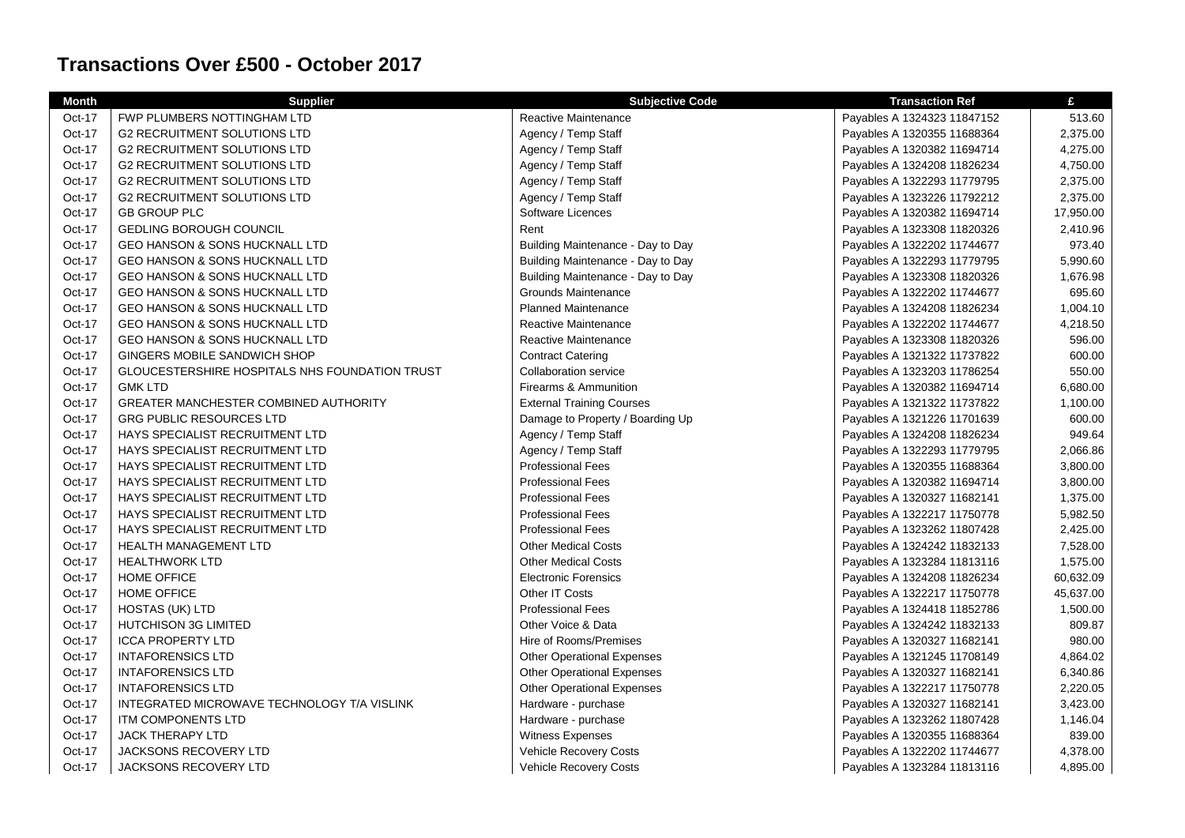# Transactions Over £500 - October 2017

| Month | Supplier | Subjective Code | Transaction Ref | £ |
|---|---|---|---|---|
| Oct-17 | FWP PLUMBERS NOTTINGHAM LTD | Reactive Maintenance | Payables A 1324323 11847152 | 513.60 |
| Oct-17 | G2 RECRUITMENT SOLUTIONS LTD | Agency / Temp Staff | Payables A 1320355 11688364 | 2,375.00 |
| Oct-17 | G2 RECRUITMENT SOLUTIONS LTD | Agency / Temp Staff | Payables A 1320382 11694714 | 4,275.00 |
| Oct-17 | G2 RECRUITMENT SOLUTIONS LTD | Agency / Temp Staff | Payables A 1324208 11826234 | 4,750.00 |
| Oct-17 | G2 RECRUITMENT SOLUTIONS LTD | Agency / Temp Staff | Payables A 1322293 11779795 | 2,375.00 |
| Oct-17 | G2 RECRUITMENT SOLUTIONS LTD | Agency / Temp Staff | Payables A 1323226 11792212 | 2,375.00 |
| Oct-17 | GB GROUP PLC | Software Licences | Payables A 1320382 11694714 | 17,950.00 |
| Oct-17 | GEDLING BOROUGH COUNCIL | Rent | Payables A 1323308 11820326 | 2,410.96 |
| Oct-17 | GEO HANSON & SONS HUCKNALL LTD | Building Maintenance - Day to Day | Payables A 1322202 11744677 | 973.40 |
| Oct-17 | GEO HANSON & SONS HUCKNALL LTD | Building Maintenance - Day to Day | Payables A 1322293 11779795 | 5,990.60 |
| Oct-17 | GEO HANSON & SONS HUCKNALL LTD | Building Maintenance - Day to Day | Payables A 1323308 11820326 | 1,676.98 |
| Oct-17 | GEO HANSON & SONS HUCKNALL LTD | Grounds Maintenance | Payables A 1322202 11744677 | 695.60 |
| Oct-17 | GEO HANSON & SONS HUCKNALL LTD | Planned Maintenance | Payables A 1324208 11826234 | 1,004.10 |
| Oct-17 | GEO HANSON & SONS HUCKNALL LTD | Reactive Maintenance | Payables A 1322202 11744677 | 4,218.50 |
| Oct-17 | GEO HANSON & SONS HUCKNALL LTD | Reactive Maintenance | Payables A 1323308 11820326 | 596.00 |
| Oct-17 | GINGERS MOBILE SANDWICH SHOP | Contract Catering | Payables A 1321322 11737822 | 600.00 |
| Oct-17 | GLOUCESTERSHIRE HOSPITALS NHS FOUNDATION TRUST | Collaboration service | Payables A 1323203 11786254 | 550.00 |
| Oct-17 | GMK LTD | Firearms & Ammunition | Payables A 1320382 11694714 | 6,680.00 |
| Oct-17 | GREATER MANCHESTER COMBINED AUTHORITY | External Training Courses | Payables A 1321322 11737822 | 1,100.00 |
| Oct-17 | GRG PUBLIC RESOURCES LTD | Damage to Property / Boarding Up | Payables A 1321226 11701639 | 600.00 |
| Oct-17 | HAYS SPECIALIST RECRUITMENT LTD | Agency / Temp Staff | Payables A 1324208 11826234 | 949.64 |
| Oct-17 | HAYS SPECIALIST RECRUITMENT LTD | Agency / Temp Staff | Payables A 1322293 11779795 | 2,066.86 |
| Oct-17 | HAYS SPECIALIST RECRUITMENT LTD | Professional Fees | Payables A 1320355 11688364 | 3,800.00 |
| Oct-17 | HAYS SPECIALIST RECRUITMENT LTD | Professional Fees | Payables A 1320382 11694714 | 3,800.00 |
| Oct-17 | HAYS SPECIALIST RECRUITMENT LTD | Professional Fees | Payables A 1320327 11682141 | 1,375.00 |
| Oct-17 | HAYS SPECIALIST RECRUITMENT LTD | Professional Fees | Payables A 1322217 11750778 | 5,982.50 |
| Oct-17 | HAYS SPECIALIST RECRUITMENT LTD | Professional Fees | Payables A 1323262 11807428 | 2,425.00 |
| Oct-17 | HEALTH MANAGEMENT LTD | Other Medical Costs | Payables A 1324242 11832133 | 7,528.00 |
| Oct-17 | HEALTHWORK LTD | Other Medical Costs | Payables A 1323284 11813116 | 1,575.00 |
| Oct-17 | HOME OFFICE | Electronic Forensics | Payables A 1324208 11826234 | 60,632.09 |
| Oct-17 | HOME OFFICE | Other IT Costs | Payables A 1322217 11750778 | 45,637.00 |
| Oct-17 | HOSTAS (UK) LTD | Professional Fees | Payables A 1324418 11852786 | 1,500.00 |
| Oct-17 | HUTCHISON 3G LIMITED | Other Voice & Data | Payables A 1324242 11832133 | 809.87 |
| Oct-17 | ICCA PROPERTY LTD | Hire of Rooms/Premises | Payables A 1320327 11682141 | 980.00 |
| Oct-17 | INTAFORENSICS LTD | Other Operational Expenses | Payables A 1321245 11708149 | 4,864.02 |
| Oct-17 | INTAFORENSICS LTD | Other Operational Expenses | Payables A 1320327 11682141 | 6,340.86 |
| Oct-17 | INTAFORENSICS LTD | Other Operational Expenses | Payables A 1322217 11750778 | 2,220.05 |
| Oct-17 | INTEGRATED MICROWAVE TECHNOLOGY T/A VISLINK | Hardware - purchase | Payables A 1320327 11682141 | 3,423.00 |
| Oct-17 | ITM COMPONENTS LTD | Hardware - purchase | Payables A 1323262 11807428 | 1,146.04 |
| Oct-17 | JACK THERAPY LTD | Witness Expenses | Payables A 1320355 11688364 | 839.00 |
| Oct-17 | JACKSONS RECOVERY LTD | Vehicle Recovery Costs | Payables A 1322202 11744677 | 4,378.00 |
| Oct-17 | JACKSONS RECOVERY LTD | Vehicle Recovery Costs | Payables A 1323284 11813116 | 4,895.00 |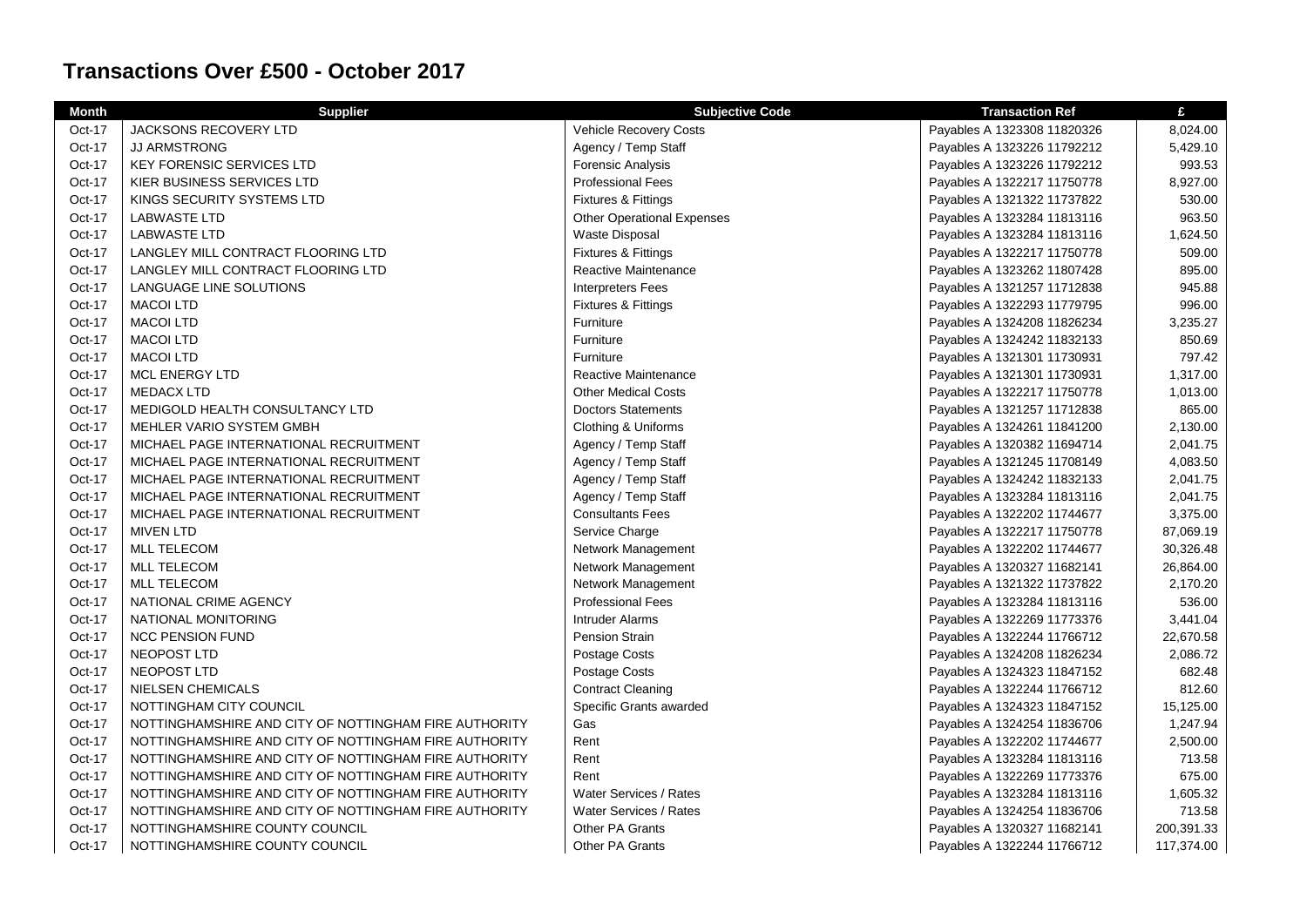# Transactions Over £500 - October 2017

| Month | Supplier | Subjective Code | Transaction Ref | £ |
|---|---|---|---|---|
| Oct-17 | JACKSONS RECOVERY LTD | Vehicle Recovery Costs | Payables A 1323308 11820326 | 8,024.00 |
| Oct-17 | JJ ARMSTRONG | Agency / Temp Staff | Payables A 1323226 11792212 | 5,429.10 |
| Oct-17 | KEY FORENSIC SERVICES LTD | Forensic Analysis | Payables A 1323226 11792212 | 993.53 |
| Oct-17 | KIER BUSINESS SERVICES LTD | Professional Fees | Payables A 1322217 11750778 | 8,927.00 |
| Oct-17 | KINGS SECURITY SYSTEMS LTD | Fixtures & Fittings | Payables A 1321322 11737822 | 530.00 |
| Oct-17 | LABWASTE LTD | Other Operational Expenses | Payables A 1323284 11813116 | 963.50 |
| Oct-17 | LABWASTE LTD | Waste Disposal | Payables A 1323284 11813116 | 1,624.50 |
| Oct-17 | LANGLEY MILL CONTRACT FLOORING LTD | Fixtures & Fittings | Payables A 1322217 11750778 | 509.00 |
| Oct-17 | LANGLEY MILL CONTRACT FLOORING LTD | Reactive Maintenance | Payables A 1323262 11807428 | 895.00 |
| Oct-17 | LANGUAGE LINE SOLUTIONS | Interpreters Fees | Payables A 1321257 11712838 | 945.88 |
| Oct-17 | MACOI LTD | Fixtures & Fittings | Payables A 1322293 11779795 | 996.00 |
| Oct-17 | MACOI LTD | Furniture | Payables A 1324208 11826234 | 3,235.27 |
| Oct-17 | MACOI LTD | Furniture | Payables A 1324242 11832133 | 850.69 |
| Oct-17 | MACOI LTD | Furniture | Payables A 1321301 11730931 | 797.42 |
| Oct-17 | MCL ENERGY LTD | Reactive Maintenance | Payables A 1321301 11730931 | 1,317.00 |
| Oct-17 | MEDACX LTD | Other Medical Costs | Payables A 1322217 11750778 | 1,013.00 |
| Oct-17 | MEDIGOLD HEALTH CONSULTANCY LTD | Doctors Statements | Payables A 1321257 11712838 | 865.00 |
| Oct-17 | MEHLER VARIO SYSTEM GMBH | Clothing & Uniforms | Payables A 1324261 11841200 | 2,130.00 |
| Oct-17 | MICHAEL PAGE INTERNATIONAL RECRUITMENT | Agency / Temp Staff | Payables A 1320382 11694714 | 2,041.75 |
| Oct-17 | MICHAEL PAGE INTERNATIONAL RECRUITMENT | Agency / Temp Staff | Payables A 1321245 11708149 | 4,083.50 |
| Oct-17 | MICHAEL PAGE INTERNATIONAL RECRUITMENT | Agency / Temp Staff | Payables A 1324242 11832133 | 2,041.75 |
| Oct-17 | MICHAEL PAGE INTERNATIONAL RECRUITMENT | Agency / Temp Staff | Payables A 1323284 11813116 | 2,041.75 |
| Oct-17 | MICHAEL PAGE INTERNATIONAL RECRUITMENT | Consultants Fees | Payables A 1322202 11744677 | 3,375.00 |
| Oct-17 | MIVEN LTD | Service Charge | Payables A 1322217 11750778 | 87,069.19 |
| Oct-17 | MLL TELECOM | Network Management | Payables A 1322202 11744677 | 30,326.48 |
| Oct-17 | MLL TELECOM | Network Management | Payables A 1320327 11682141 | 26,864.00 |
| Oct-17 | MLL TELECOM | Network Management | Payables A 1321322 11737822 | 2,170.20 |
| Oct-17 | NATIONAL CRIME AGENCY | Professional Fees | Payables A 1323284 11813116 | 536.00 |
| Oct-17 | NATIONAL MONITORING | Intruder Alarms | Payables A 1322269 11773376 | 3,441.04 |
| Oct-17 | NCC PENSION FUND | Pension Strain | Payables A 1322244 11766712 | 22,670.58 |
| Oct-17 | NEOPOST LTD | Postage Costs | Payables A 1324208 11826234 | 2,086.72 |
| Oct-17 | NEOPOST LTD | Postage Costs | Payables A 1324323 11847152 | 682.48 |
| Oct-17 | NIELSEN CHEMICALS | Contract Cleaning | Payables A 1322244 11766712 | 812.60 |
| Oct-17 | NOTTINGHAM CITY COUNCIL | Specific Grants awarded | Payables A 1324323 11847152 | 15,125.00 |
| Oct-17 | NOTTINGHAMSHIRE AND CITY OF NOTTINGHAM FIRE AUTHORITY | Gas | Payables A 1324254 11836706 | 1,247.94 |
| Oct-17 | NOTTINGHAMSHIRE AND CITY OF NOTTINGHAM FIRE AUTHORITY | Rent | Payables A 1322202 11744677 | 2,500.00 |
| Oct-17 | NOTTINGHAMSHIRE AND CITY OF NOTTINGHAM FIRE AUTHORITY | Rent | Payables A 1323284 11813116 | 713.58 |
| Oct-17 | NOTTINGHAMSHIRE AND CITY OF NOTTINGHAM FIRE AUTHORITY | Rent | Payables A 1322269 11773376 | 675.00 |
| Oct-17 | NOTTINGHAMSHIRE AND CITY OF NOTTINGHAM FIRE AUTHORITY | Water Services / Rates | Payables A 1323284 11813116 | 1,605.32 |
| Oct-17 | NOTTINGHAMSHIRE AND CITY OF NOTTINGHAM FIRE AUTHORITY | Water Services / Rates | Payables A 1324254 11836706 | 713.58 |
| Oct-17 | NOTTINGHAMSHIRE COUNTY COUNCIL | Other PA Grants | Payables A 1320327 11682141 | 200,391.33 |
| Oct-17 | NOTTINGHAMSHIRE COUNTY COUNCIL | Other PA Grants | Payables A 1322244 11766712 | 117,374.00 |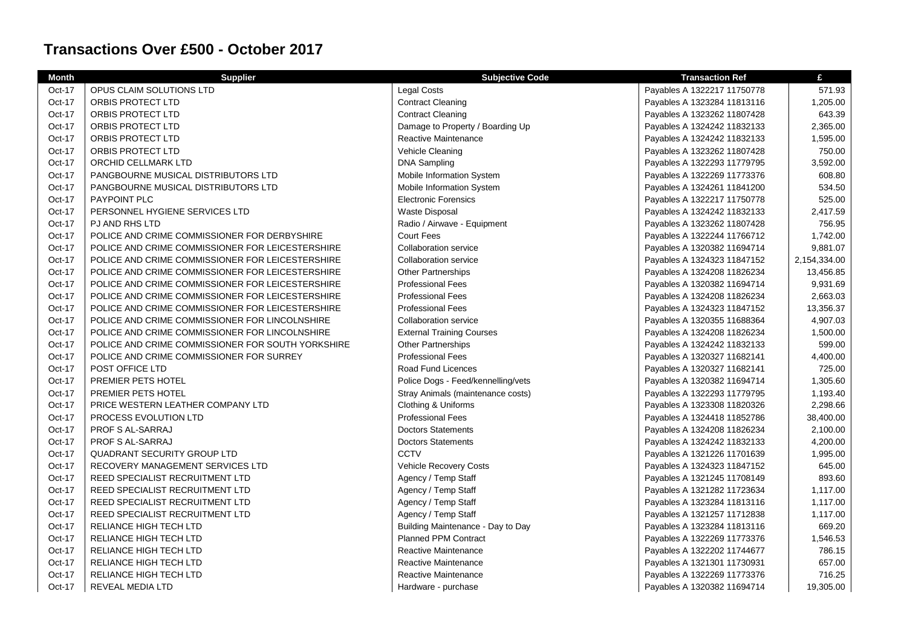# Transactions Over £500 - October 2017

| Month | Supplier | Subjective Code | Transaction Ref | £ |
|---|---|---|---|---|
| Oct-17 | OPUS CLAIM SOLUTIONS LTD | Legal Costs | Payables A 1322217 11750778 | 571.93 |
| Oct-17 | ORBIS PROTECT LTD | Contract Cleaning | Payables A 1323284 11813116 | 1,205.00 |
| Oct-17 | ORBIS PROTECT LTD | Contract Cleaning | Payables A 1323262 11807428 | 643.39 |
| Oct-17 | ORBIS PROTECT LTD | Damage to Property / Boarding Up | Payables A 1324242 11832133 | 2,365.00 |
| Oct-17 | ORBIS PROTECT LTD | Reactive Maintenance | Payables A 1324242 11832133 | 1,595.00 |
| Oct-17 | ORBIS PROTECT LTD | Vehicle Cleaning | Payables A 1323262 11807428 | 750.00 |
| Oct-17 | ORCHID CELLMARK LTD | DNA Sampling | Payables A 1322293 11779795 | 3,592.00 |
| Oct-17 | PANGBOURNE MUSICAL DISTRIBUTORS LTD | Mobile Information System | Payables A 1322269 11773376 | 608.80 |
| Oct-17 | PANGBOURNE MUSICAL DISTRIBUTORS LTD | Mobile Information System | Payables A 1324261 11841200 | 534.50 |
| Oct-17 | PAYPOINT PLC | Electronic Forensics | Payables A 1322217 11750778 | 525.00 |
| Oct-17 | PERSONNEL HYGIENE SERVICES LTD | Waste Disposal | Payables A 1324242 11832133 | 2,417.59 |
| Oct-17 | PJ AND RHS LTD | Radio / Airwave - Equipment | Payables A 1323262 11807428 | 756.95 |
| Oct-17 | POLICE AND CRIME COMMISSIONER FOR DERBYSHIRE | Court Fees | Payables A 1322244 11766712 | 1,742.00 |
| Oct-17 | POLICE AND CRIME COMMISSIONER FOR LEICESTERSHIRE | Collaboration service | Payables A 1320382 11694714 | 9,881.07 |
| Oct-17 | POLICE AND CRIME COMMISSIONER FOR LEICESTERSHIRE | Collaboration service | Payables A 1324323 11847152 | 2,154,334.00 |
| Oct-17 | POLICE AND CRIME COMMISSIONER FOR LEICESTERSHIRE | Other Partnerships | Payables A 1324208 11826234 | 13,456.85 |
| Oct-17 | POLICE AND CRIME COMMISSIONER FOR LEICESTERSHIRE | Professional Fees | Payables A 1320382 11694714 | 9,931.69 |
| Oct-17 | POLICE AND CRIME COMMISSIONER FOR LEICESTERSHIRE | Professional Fees | Payables A 1324208 11826234 | 2,663.03 |
| Oct-17 | POLICE AND CRIME COMMISSIONER FOR LEICESTERSHIRE | Professional Fees | Payables A 1324323 11847152 | 13,356.37 |
| Oct-17 | POLICE AND CRIME COMMISSIONER FOR LINCOLNSHIRE | Collaboration service | Payables A 1320355 11688364 | 4,907.03 |
| Oct-17 | POLICE AND CRIME COMMISSIONER FOR LINCOLNSHIRE | External Training Courses | Payables A 1324208 11826234 | 1,500.00 |
| Oct-17 | POLICE AND CRIME COMMISSIONER FOR SOUTH YORKSHIRE | Other Partnerships | Payables A 1324242 11832133 | 599.00 |
| Oct-17 | POLICE AND CRIME COMMISSIONER FOR SURREY | Professional Fees | Payables A 1320327 11682141 | 4,400.00 |
| Oct-17 | POST OFFICE LTD | Road Fund Licences | Payables A 1320327 11682141 | 725.00 |
| Oct-17 | PREMIER PETS HOTEL | Police Dogs - Feed/kennelling/vets | Payables A 1320382 11694714 | 1,305.60 |
| Oct-17 | PREMIER PETS HOTEL | Stray Animals (maintenance costs) | Payables A 1322293 11779795 | 1,193.40 |
| Oct-17 | PRICE WESTERN LEATHER COMPANY LTD | Clothing & Uniforms | Payables A 1323308 11820326 | 2,298.66 |
| Oct-17 | PROCESS EVOLUTION LTD | Professional Fees | Payables A 1324418 11852786 | 38,400.00 |
| Oct-17 | PROF S AL-SARRAJ | Doctors Statements | Payables A 1324208 11826234 | 2,100.00 |
| Oct-17 | PROF S AL-SARRAJ | Doctors Statements | Payables A 1324242 11832133 | 4,200.00 |
| Oct-17 | QUADRANT SECURITY GROUP LTD | CCTV | Payables A 1321226 11701639 | 1,995.00 |
| Oct-17 | RECOVERY MANAGEMENT SERVICES LTD | Vehicle Recovery Costs | Payables A 1324323 11847152 | 645.00 |
| Oct-17 | REED SPECIALIST RECRUITMENT LTD | Agency / Temp Staff | Payables A 1321245 11708149 | 893.60 |
| Oct-17 | REED SPECIALIST RECRUITMENT LTD | Agency / Temp Staff | Payables A 1321282 11723634 | 1,117.00 |
| Oct-17 | REED SPECIALIST RECRUITMENT LTD | Agency / Temp Staff | Payables A 1323284 11813116 | 1,117.00 |
| Oct-17 | REED SPECIALIST RECRUITMENT LTD | Agency / Temp Staff | Payables A 1321257 11712838 | 1,117.00 |
| Oct-17 | RELIANCE HIGH TECH LTD | Building Maintenance - Day to Day | Payables A 1323284 11813116 | 669.20 |
| Oct-17 | RELIANCE HIGH TECH LTD | Planned PPM Contract | Payables A 1322269 11773376 | 1,546.53 |
| Oct-17 | RELIANCE HIGH TECH LTD | Reactive Maintenance | Payables A 1322202 11744677 | 786.15 |
| Oct-17 | RELIANCE HIGH TECH LTD | Reactive Maintenance | Payables A 1321301 11730931 | 657.00 |
| Oct-17 | RELIANCE HIGH TECH LTD | Reactive Maintenance | Payables A 1322269 11773376 | 716.25 |
| Oct-17 | REVEAL MEDIA LTD | Hardware - purchase | Payables A 1320382 11694714 | 19,305.00 |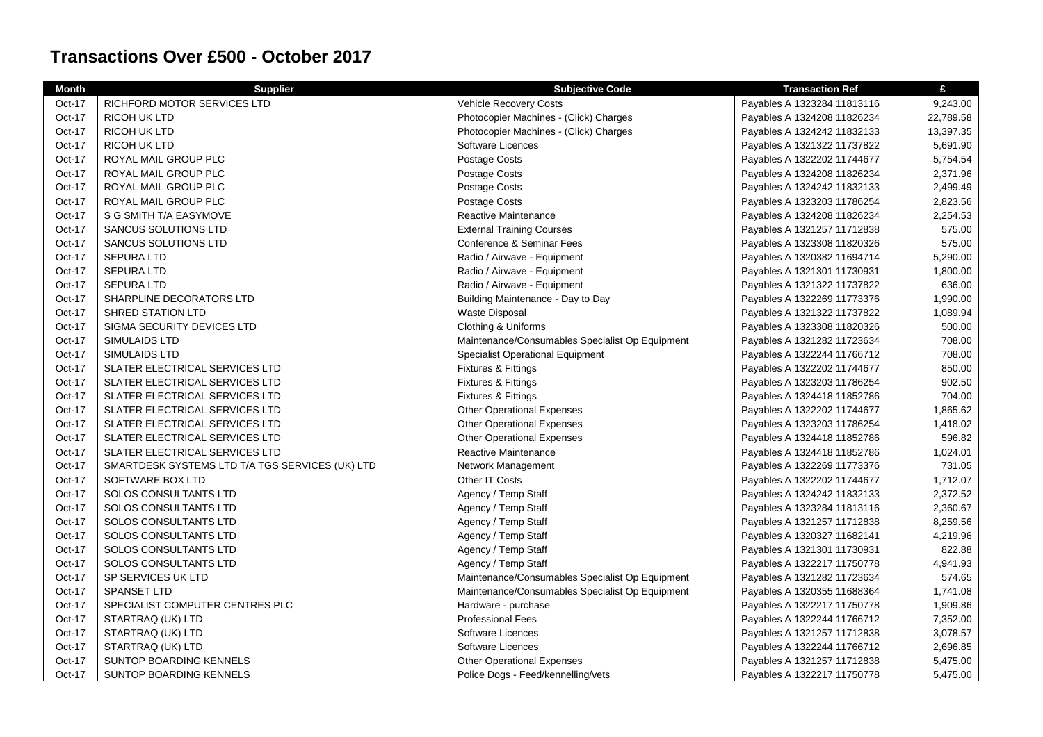# Transactions Over £500 - October 2017

| Month | Supplier | Subjective Code | Transaction Ref | £ |
| --- | --- | --- | --- | --- |
| Oct-17 | RICHFORD MOTOR SERVICES LTD | Vehicle Recovery Costs | Payables A 1323284 11813116 | 9,243.00 |
| Oct-17 | RICOH UK LTD | Photocopier Machines - (Click) Charges | Payables A 1324208 11826234 | 22,789.58 |
| Oct-17 | RICOH UK LTD | Photocopier Machines - (Click) Charges | Payables A 1324242 11832133 | 13,397.35 |
| Oct-17 | RICOH UK LTD | Software Licences | Payables A 1321322 11737822 | 5,691.90 |
| Oct-17 | ROYAL MAIL GROUP PLC | Postage Costs | Payables A 1322202 11744677 | 5,754.54 |
| Oct-17 | ROYAL MAIL GROUP PLC | Postage Costs | Payables A 1324208 11826234 | 2,371.96 |
| Oct-17 | ROYAL MAIL GROUP PLC | Postage Costs | Payables A 1324242 11832133 | 2,499.49 |
| Oct-17 | ROYAL MAIL GROUP PLC | Postage Costs | Payables A 1323203 11786254 | 2,823.56 |
| Oct-17 | S G SMITH T/A EASYMOVE | Reactive Maintenance | Payables A 1324208 11826234 | 2,254.53 |
| Oct-17 | SANCUS SOLUTIONS LTD | External Training Courses | Payables A 1321257 11712838 | 575.00 |
| Oct-17 | SANCUS SOLUTIONS LTD | Conference & Seminar Fees | Payables A 1323308 11820326 | 575.00 |
| Oct-17 | SEPURA LTD | Radio / Airwave - Equipment | Payables A 1320382 11694714 | 5,290.00 |
| Oct-17 | SEPURA LTD | Radio / Airwave - Equipment | Payables A 1321301 11730931 | 1,800.00 |
| Oct-17 | SEPURA LTD | Radio / Airwave - Equipment | Payables A 1321322 11737822 | 636.00 |
| Oct-17 | SHARPLINE DECORATORS LTD | Building Maintenance - Day to Day | Payables A 1322269 11773376 | 1,990.00 |
| Oct-17 | SHRED STATION LTD | Waste Disposal | Payables A 1321322 11737822 | 1,089.94 |
| Oct-17 | SIGMA SECURITY DEVICES LTD | Clothing & Uniforms | Payables A 1323308 11820326 | 500.00 |
| Oct-17 | SIMULAIDS LTD | Maintenance/Consumables Specialist Op Equipment | Payables A 1321282 11723634 | 708.00 |
| Oct-17 | SIMULAIDS LTD | Specialist Operational Equipment | Payables A 1322244 11766712 | 708.00 |
| Oct-17 | SLATER ELECTRICAL SERVICES LTD | Fixtures & Fittings | Payables A 1322202 11744677 | 850.00 |
| Oct-17 | SLATER ELECTRICAL SERVICES LTD | Fixtures & Fittings | Payables A 1323203 11786254 | 902.50 |
| Oct-17 | SLATER ELECTRICAL SERVICES LTD | Fixtures & Fittings | Payables A 1324418 11852786 | 704.00 |
| Oct-17 | SLATER ELECTRICAL SERVICES LTD | Other Operational Expenses | Payables A 1322202 11744677 | 1,865.62 |
| Oct-17 | SLATER ELECTRICAL SERVICES LTD | Other Operational Expenses | Payables A 1323203 11786254 | 1,418.02 |
| Oct-17 | SLATER ELECTRICAL SERVICES LTD | Other Operational Expenses | Payables A 1324418 11852786 | 596.82 |
| Oct-17 | SLATER ELECTRICAL SERVICES LTD | Reactive Maintenance | Payables A 1324418 11852786 | 1,024.01 |
| Oct-17 | SMARTDESK SYSTEMS LTD T/A TGS SERVICES (UK) LTD | Network Management | Payables A 1322269 11773376 | 731.05 |
| Oct-17 | SOFTWARE BOX LTD | Other IT Costs | Payables A 1322202 11744677 | 1,712.07 |
| Oct-17 | SOLOS CONSULTANTS LTD | Agency / Temp Staff | Payables A 1324242 11832133 | 2,372.52 |
| Oct-17 | SOLOS CONSULTANTS LTD | Agency / Temp Staff | Payables A 1323284 11813116 | 2,360.67 |
| Oct-17 | SOLOS CONSULTANTS LTD | Agency / Temp Staff | Payables A 1321257 11712838 | 8,259.56 |
| Oct-17 | SOLOS CONSULTANTS LTD | Agency / Temp Staff | Payables A 1320327 11682141 | 4,219.96 |
| Oct-17 | SOLOS CONSULTANTS LTD | Agency / Temp Staff | Payables A 1321301 11730931 | 822.88 |
| Oct-17 | SOLOS CONSULTANTS LTD | Agency / Temp Staff | Payables A 1322217 11750778 | 4,941.93 |
| Oct-17 | SP SERVICES UK LTD | Maintenance/Consumables Specialist Op Equipment | Payables A 1321282 11723634 | 574.65 |
| Oct-17 | SPANSET LTD | Maintenance/Consumables Specialist Op Equipment | Payables A 1320355 11688364 | 1,741.08 |
| Oct-17 | SPECIALIST COMPUTER CENTRES PLC | Hardware - purchase | Payables A 1322217 11750778 | 1,909.86 |
| Oct-17 | STARTRAQ (UK) LTD | Professional Fees | Payables A 1322244 11766712 | 7,352.00 |
| Oct-17 | STARTRAQ (UK) LTD | Software Licences | Payables A 1321257 11712838 | 3,078.57 |
| Oct-17 | STARTRAQ (UK) LTD | Software Licences | Payables A 1322244 11766712 | 2,696.85 |
| Oct-17 | SUNTOP BOARDING KENNELS | Other Operational Expenses | Payables A 1321257 11712838 | 5,475.00 |
| Oct-17 | SUNTOP BOARDING KENNELS | Police Dogs - Feed/kennelling/vets | Payables A 1322217 11750778 | 5,475.00 |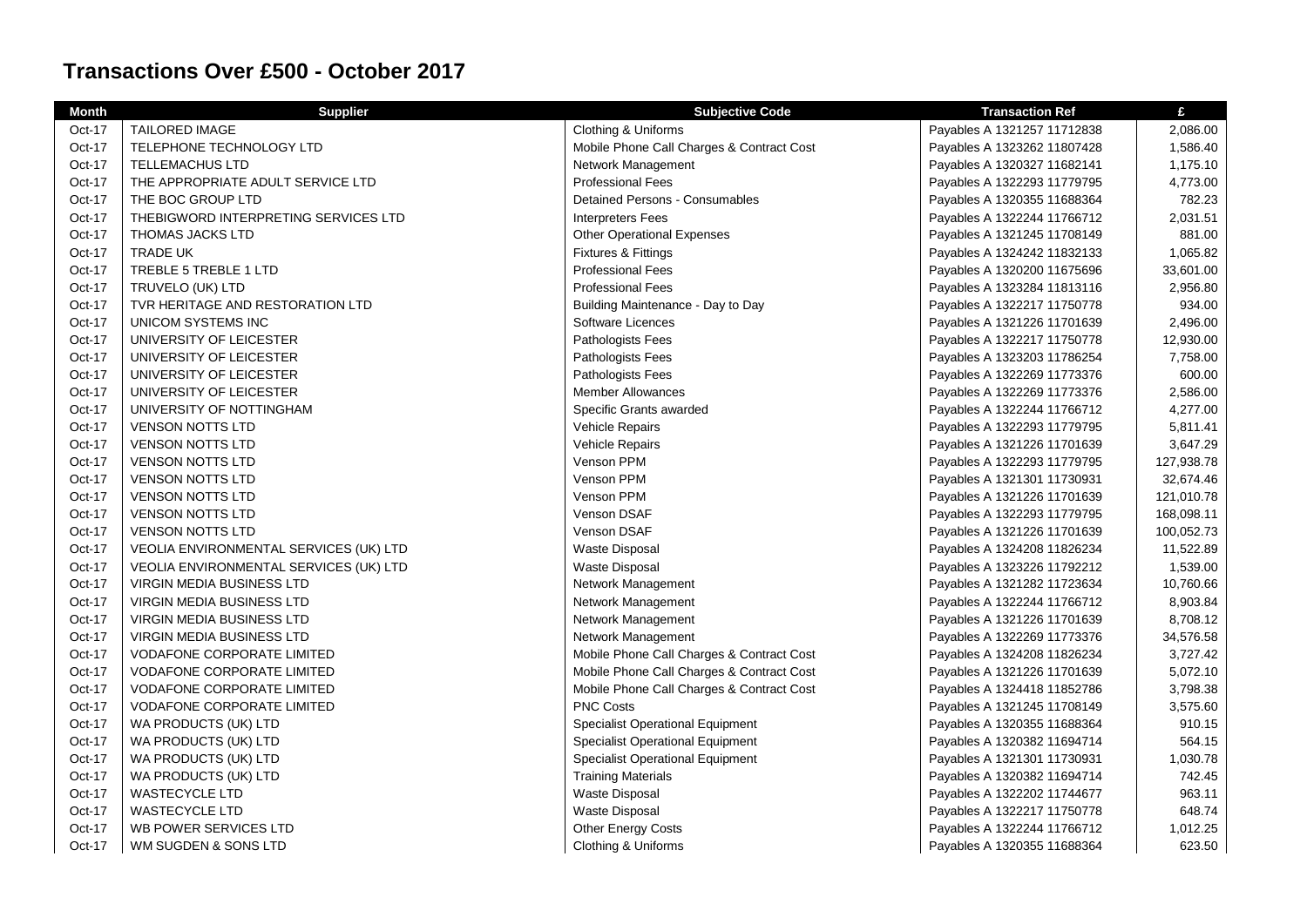# Transactions Over £500 - October 2017

| Month | Supplier | Subjective Code | Transaction Ref | £ |
|---|---|---|---|---|
| Oct-17 | TAILORED IMAGE | Clothing & Uniforms | Payables A 1321257 11712838 | 2,086.00 |
| Oct-17 | TELEPHONE TECHNOLOGY LTD | Mobile Phone Call Charges & Contract Cost | Payables A 1323262 11807428 | 1,586.40 |
| Oct-17 | TELLEMACHUS LTD | Network Management | Payables A 1320327 11682141 | 1,175.10 |
| Oct-17 | THE APPROPRIATE ADULT SERVICE LTD | Professional Fees | Payables A 1322293 11779795 | 4,773.00 |
| Oct-17 | THE BOC GROUP LTD | Detained Persons - Consumables | Payables A 1320355 11688364 | 782.23 |
| Oct-17 | THEBIGWORD INTERPRETING SERVICES LTD | Interpreters Fees | Payables A 1322244 11766712 | 2,031.51 |
| Oct-17 | THOMAS JACKS LTD | Other Operational Expenses | Payables A 1321245 11708149 | 881.00 |
| Oct-17 | TRADE UK | Fixtures & Fittings | Payables A 1324242 11832133 | 1,065.82 |
| Oct-17 | TREBLE 5 TREBLE 1 LTD | Professional Fees | Payables A 1320200 11675696 | 33,601.00 |
| Oct-17 | TRUVELO (UK) LTD | Professional Fees | Payables A 1323284 11813116 | 2,956.80 |
| Oct-17 | TVR HERITAGE AND RESTORATION LTD | Building Maintenance - Day to Day | Payables A 1322217 11750778 | 934.00 |
| Oct-17 | UNICOM SYSTEMS INC | Software Licences | Payables A 1321226 11701639 | 2,496.00 |
| Oct-17 | UNIVERSITY OF LEICESTER | Pathologists Fees | Payables A 1322217 11750778 | 12,930.00 |
| Oct-17 | UNIVERSITY OF LEICESTER | Pathologists Fees | Payables A 1323203 11786254 | 7,758.00 |
| Oct-17 | UNIVERSITY OF LEICESTER | Pathologists Fees | Payables A 1322269 11773376 | 600.00 |
| Oct-17 | UNIVERSITY OF LEICESTER | Member Allowances | Payables A 1322269 11773376 | 2,586.00 |
| Oct-17 | UNIVERSITY OF NOTTINGHAM | Specific Grants awarded | Payables A 1322244 11766712 | 4,277.00 |
| Oct-17 | VENSON NOTTS LTD | Vehicle Repairs | Payables A 1322293 11779795 | 5,811.41 |
| Oct-17 | VENSON NOTTS LTD | Vehicle Repairs | Payables A 1321226 11701639 | 3,647.29 |
| Oct-17 | VENSON NOTTS LTD | Venson PPM | Payables A 1322293 11779795 | 127,938.78 |
| Oct-17 | VENSON NOTTS LTD | Venson PPM | Payables A 1321301 11730931 | 32,674.46 |
| Oct-17 | VENSON NOTTS LTD | Venson PPM | Payables A 1321226 11701639 | 121,010.78 |
| Oct-17 | VENSON NOTTS LTD | Venson DSAF | Payables A 1322293 11779795 | 168,098.11 |
| Oct-17 | VENSON NOTTS LTD | Venson DSAF | Payables A 1321226 11701639 | 100,052.73 |
| Oct-17 | VEOLIA ENVIRONMENTAL SERVICES (UK) LTD | Waste Disposal | Payables A 1324208 11826234 | 11,522.89 |
| Oct-17 | VEOLIA ENVIRONMENTAL SERVICES (UK) LTD | Waste Disposal | Payables A 1323226 11792212 | 1,539.00 |
| Oct-17 | VIRGIN MEDIA BUSINESS LTD | Network Management | Payables A 1321282 11723634 | 10,760.66 |
| Oct-17 | VIRGIN MEDIA BUSINESS LTD | Network Management | Payables A 1322244 11766712 | 8,903.84 |
| Oct-17 | VIRGIN MEDIA BUSINESS LTD | Network Management | Payables A 1321226 11701639 | 8,708.12 |
| Oct-17 | VIRGIN MEDIA BUSINESS LTD | Network Management | Payables A 1322269 11773376 | 34,576.58 |
| Oct-17 | VODAFONE CORPORATE LIMITED | Mobile Phone Call Charges & Contract Cost | Payables A 1324208 11826234 | 3,727.42 |
| Oct-17 | VODAFONE CORPORATE LIMITED | Mobile Phone Call Charges & Contract Cost | Payables A 1321226 11701639 | 5,072.10 |
| Oct-17 | VODAFONE CORPORATE LIMITED | Mobile Phone Call Charges & Contract Cost | Payables A 1324418 11852786 | 3,798.38 |
| Oct-17 | VODAFONE CORPORATE LIMITED | PNC Costs | Payables A 1321245 11708149 | 3,575.60 |
| Oct-17 | WA PRODUCTS (UK) LTD | Specialist Operational Equipment | Payables A 1320355 11688364 | 910.15 |
| Oct-17 | WA PRODUCTS (UK) LTD | Specialist Operational Equipment | Payables A 1320382 11694714 | 564.15 |
| Oct-17 | WA PRODUCTS (UK) LTD | Specialist Operational Equipment | Payables A 1321301 11730931 | 1,030.78 |
| Oct-17 | WA PRODUCTS (UK) LTD | Training Materials | Payables A 1320382 11694714 | 742.45 |
| Oct-17 | WASTECYCLE LTD | Waste Disposal | Payables A 1322202 11744677 | 963.11 |
| Oct-17 | WASTECYCLE LTD | Waste Disposal | Payables A 1322217 11750778 | 648.74 |
| Oct-17 | WB POWER SERVICES LTD | Other Energy Costs | Payables A 1322244 11766712 | 1,012.25 |
| Oct-17 | WM SUGDEN & SONS LTD | Clothing & Uniforms | Payables A 1320355 11688364 | 623.50 |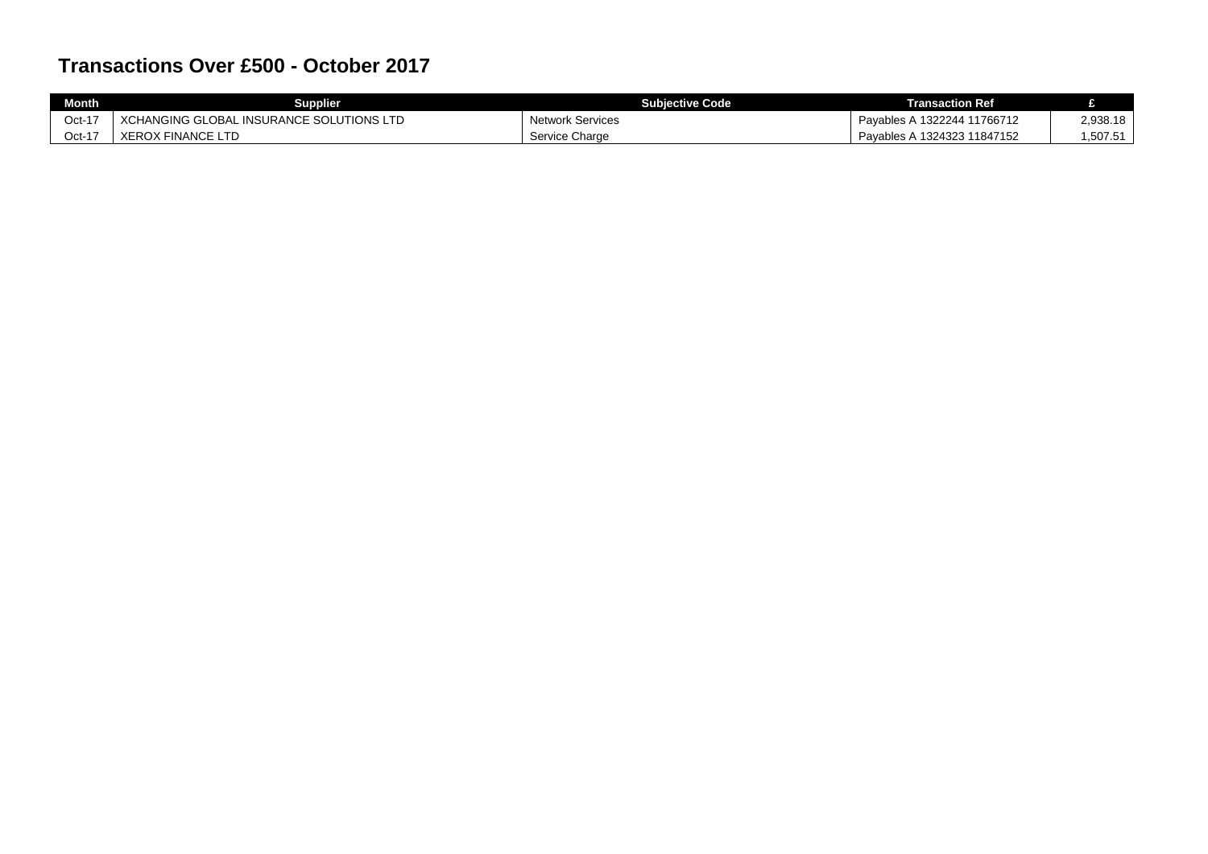# Transactions Over £500 - October 2017

| Month | Supplier | Subjective Code | Transaction Ref | £ |
|---|---|---|---|---|
| Oct-17 | XCHANGING GLOBAL INSURANCE SOLUTIONS LTD | Network Services | Payables A 1322244 11766712 | 2,938.18 |
| Oct-17 | XEROX FINANCE LTD | Service Charge | Payables A 1324323 11847152 | 1,507.51 |